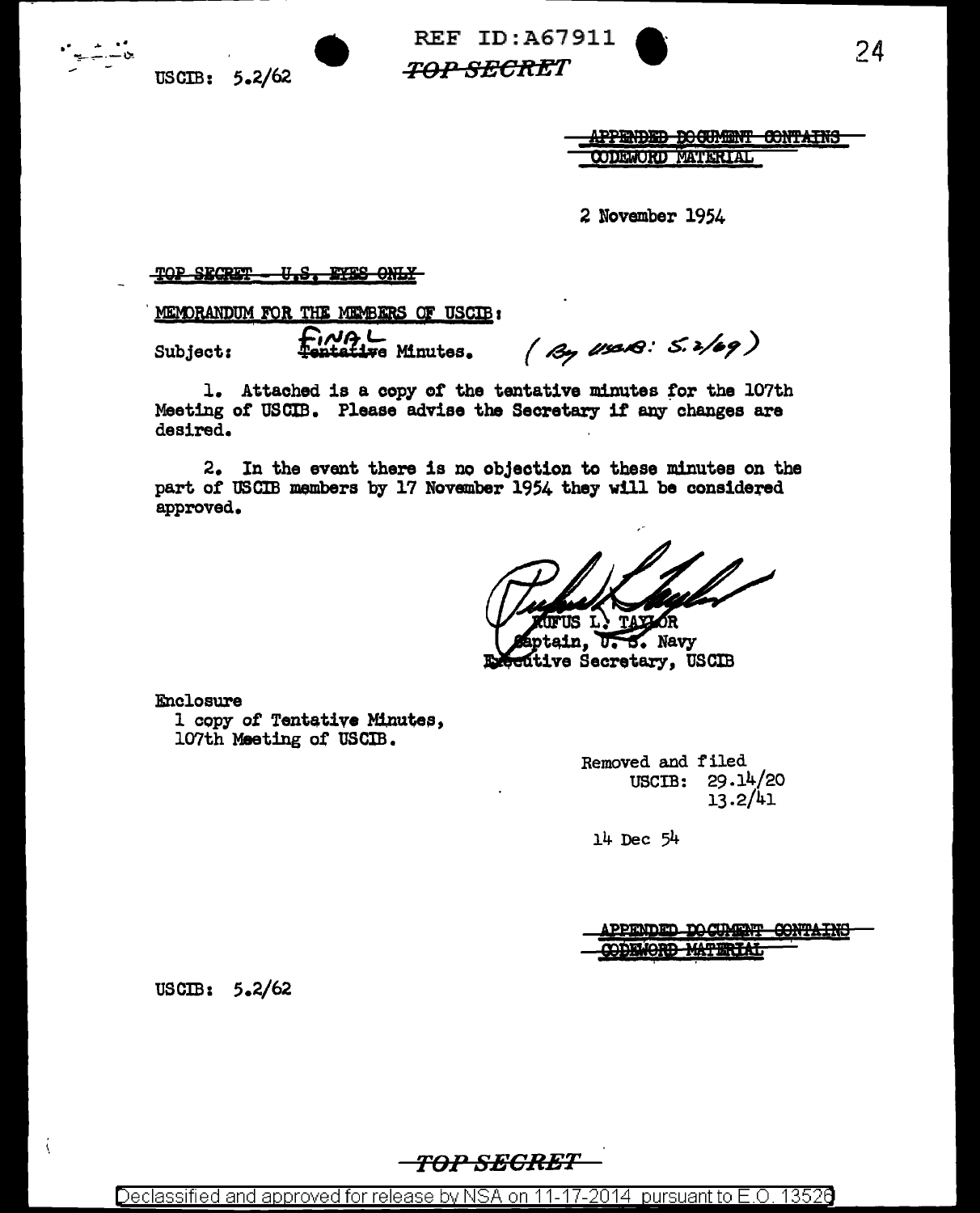USCIB: 5.2/62

REF ID:A67911

~~TOP SECRET~~

~~APPENDED DOCUMENT CONTAINS CODEWORD MATERIAL~~

2 November 1954

~~TOP SECRET - U.S. EYES ONLY~~

MEMORANDUM FOR THE MEMBERS OF USCIB:

Subject: FINAL ~~Tentative~~ Minutes. (By USCIB: 5.2/69)

1. Attached is a copy of the tentative minutes for the 107th Meeting of USCIB. Please advise the Secretary if any changes are desired.

2. In the event there is no objection to these minutes on the part of USCIB members by 17 November 1954 they will be considered approved.

RUFUS L. TAYLOR
Captain, U. S. Navy
Executive Secretary, USCIB

Enclosure
1 copy of Tentative Minutes,
107th Meeting of USCIB.

Removed and filed
USCIB: 29.14/20
13.2/41

14 Dec 54

~~APPENDED DOCUMENT CONTAINS CODEWORD MATERIAL~~

USCIB: 5.2/62

~~TOP SECRET~~

Declassified and approved for release by NSA on 11-17-2014 pursuant to E.O. 13526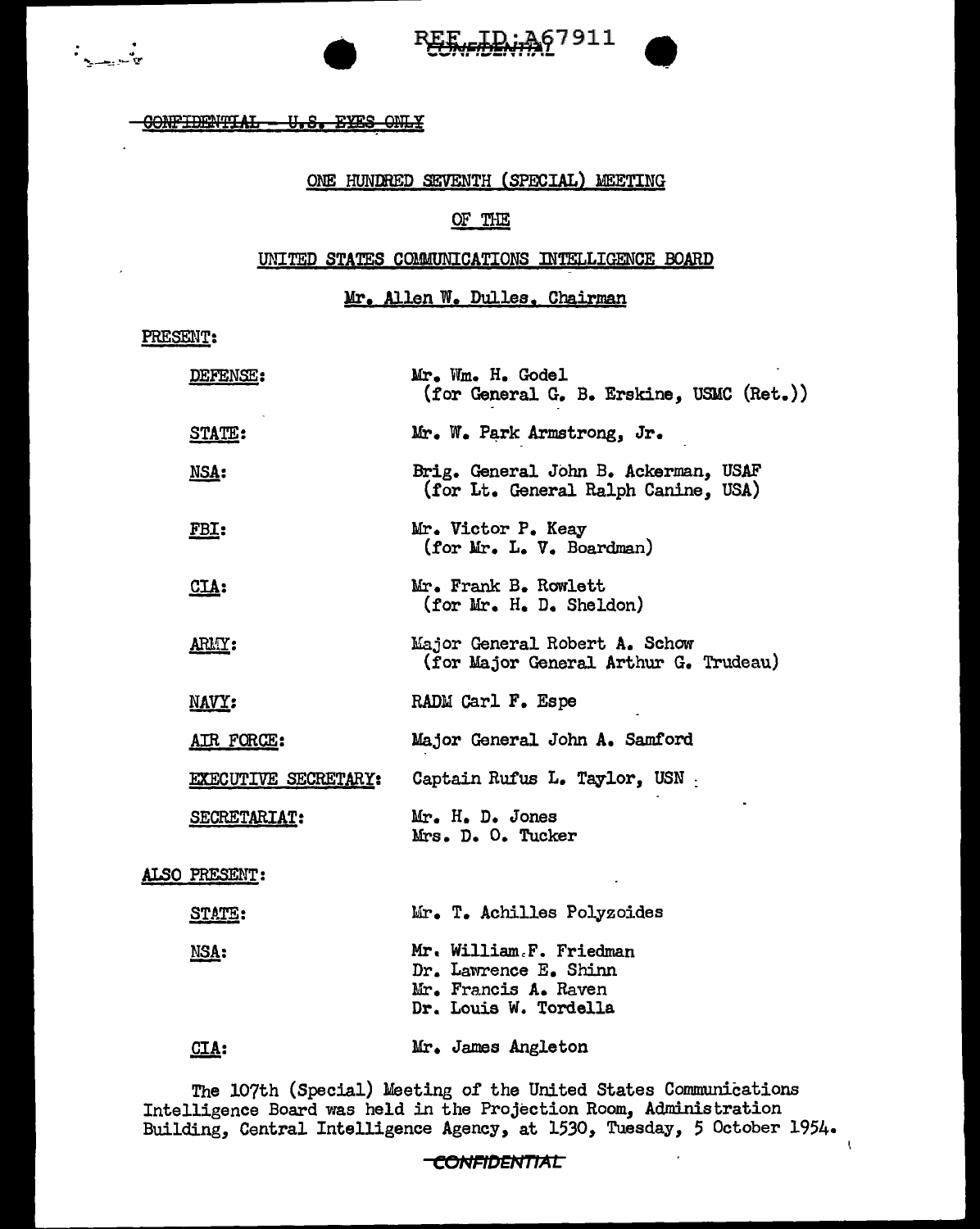REF ID:A67911

CONFIDENTIAL

~~CONFIDENTIAL - U.S. EYES ONLY~~

ONE HUNDRED SEVENTH (SPECIAL) MEETING

OF THE

UNITED STATES COMMUNICATIONS INTELLIGENCE BOARD

Mr. Allen W. Dulles, Chairman

PRESENT:

| | |
|---|---|
| DEFENSE: | Mr. Wm. H. Godel (for General G. B. Erskine, USMC (Ret.)) |
| STATE: | Mr. W. Park Armstrong, Jr. |
| NSA: | Brig. General John B. Ackerman, USAF (for Lt. General Ralph Canine, USA) |
| FBI: | Mr. Victor P. Keay (for Mr. L. V. Boardman) |
| CIA: | Mr. Frank B. Rowlett (for Mr. H. D. Sheldon) |
| ARMY: | Major General Robert A. Schow (for Major General Arthur G. Trudeau) |
| NAVY: | RADM Carl F. Espe |
| AIR FORCE: | Major General John A. Samford |
| EXECUTIVE SECRETARY: | Captain Rufus L. Taylor, USN |
| SECRETARIAT: | Mr. H. D. Jones<br>Mrs. D. O. Tucker |

ALSO PRESENT:

| | |
|---|---|
| STATE: | Mr. T. Achilles Polyzoides |
| NSA: | Mr. William F. Friedman<br>Dr. Lawrence E. Shinn<br>Mr. Francis A. Raven<br>Dr. Louis W. Tordella |
| CIA: | Mr. James Angleton |

The 107th (Special) Meeting of the United States Communications Intelligence Board was held in the Projection Room, Administration Building, Central Intelligence Agency, at 1530, Tuesday, 5 October 1954.

~~CONFIDENTIAL~~